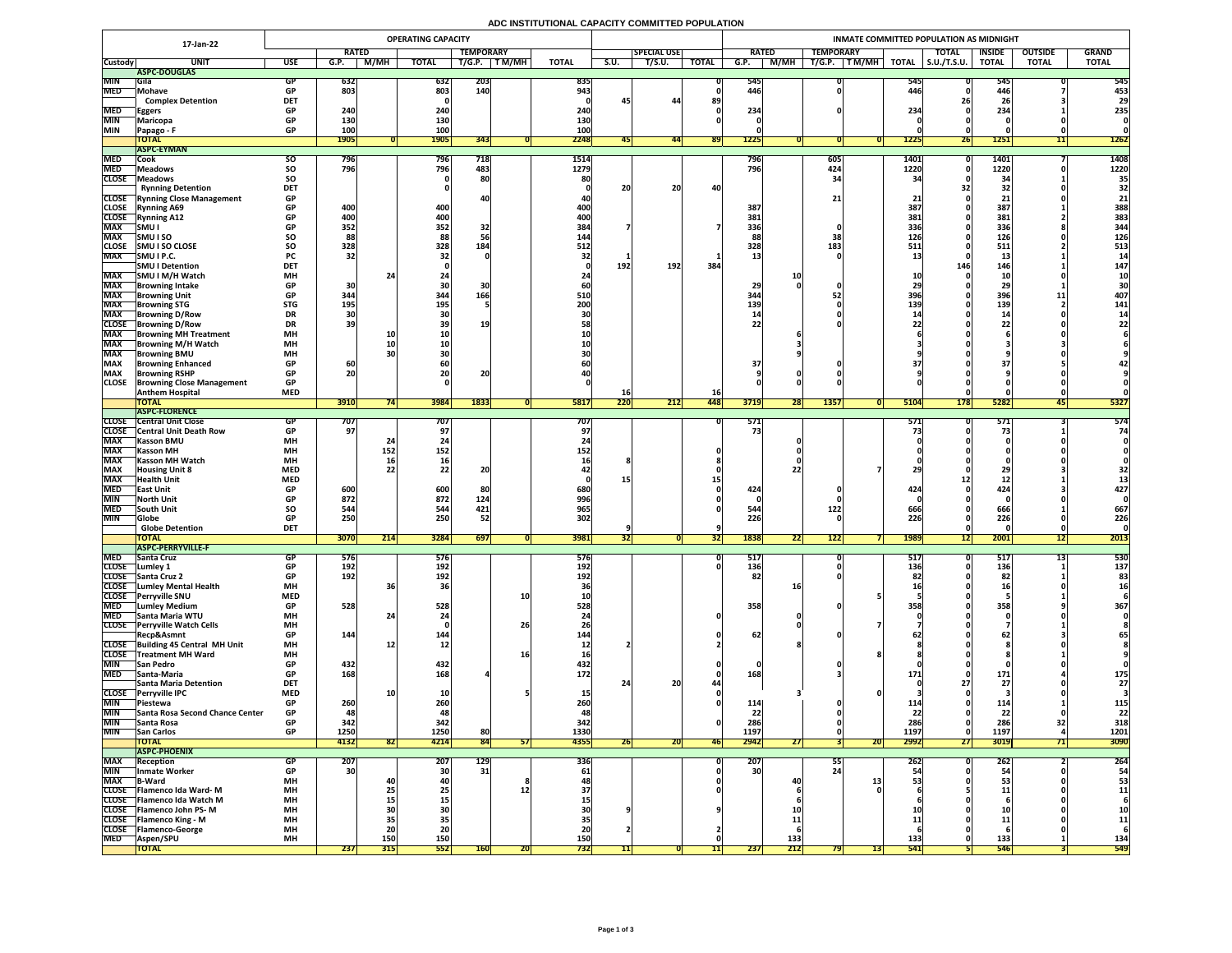# ADC INSTITUTIONAL CAPACITY COMMITTED POPULATION

17-Jan-22

| Custody | UNIT | USE | OPERATING CAPACITY RATED G.P. | RATED M/MH | TOTAL | TEMPORARY T/G.P. | TEMPORARY T M/MH | TOTAL | S.U. | SPECIAL USE T/S.U. | TOTAL | INMATE COMMITTED POPULATION AS MIDNIGHT RATED G.P. | RATED M/MH | TEMPORARY T/G.P. | TEMPORARY T M/MH | TOTAL | TOTAL S.U./T.S.U. | INSIDE TOTAL | OUTSIDE TOTAL | GRAND TOTAL |
|---|---|---|---|---|---|---|---|---|---|---|---|---|---|---|---|---|---|---|---|---|
| | **ASPC-DOUGLAS** | | | | | | | | | | | | | | | | | | | |
| MIN | Gila | GP | 632 | | 632 | 203 | | 835 | | | 0 | 545 | | 0 | | 545 | 0 | 545 | 0 | 545 |
| MED | Mohave | GP | 803 | | 803 | 140 | | 943 | | | 0 | 446 | | 0 | | 446 | 0 | 446 | 7 | 453 |
| | Complex Detention | DET | | | 0 | | | 0 | 45 | 44 | 89 | | | | | | 26 | 26 | 3 | 29 |
| MED | Eggers | GP | 240 | | 240 | | | 240 | | | 0 | 234 | | 0 | | 234 | 0 | 234 | 1 | 235 |
| MIN | Maricopa | GP | 130 | | 130 | | | 130 | | | 0 | 0 | | | | 0 | 0 | 0 | 0 | 0 |
| MIN | Papago - F | GP | 100 | | 100 | | | 100 | | | | 0 | | | | 0 | 0 | 0 | 0 | 0 |
| | **TOTAL** | | 1905 | 0 | 1905 | 343 | 0 | 2248 | 45 | 44 | 89 | 1225 | 0 | 0 | 0 | 1225 | 26 | 1251 | 11 | 1262 |
| | **ASPC-EYMAN** | | | | | | | | | | | | | | | | | | | |
| MED | Cook | SO | 796 | | 796 | 718 | | 1514 | | | | 796 | | 605 | | 1401 | 0 | 1401 | 7 | 1408 |
| MED | Meadows | SO | 796 | | 796 | 483 | | 1279 | | | | 796 | | 424 | | 1220 | 0 | 1220 | 0 | 1220 |
| CLOSE | Meadows | SO | | | 0 | 80 | | 80 | | | | | | 34 | | 34 | 0 | 34 | 1 | 35 |
| | Rynning Detention | DET | | | 0 | | | 0 | 20 | 20 | 40 | | | | | | 32 | 32 | 0 | 32 |
| CLOSE | Rynning Close Management | GP | | | | 40 | | 40 | | | | | | 21 | | 21 | 0 | 21 | 0 | 21 |
| CLOSE | Rynning A69 | GP | 400 | | 400 | | | 400 | | | | 387 | | | | 387 | 0 | 387 | 1 | 388 |
| CLOSE | Rynning A12 | GP | 400 | | 400 | | | 400 | | | | 381 | | | | 381 | 0 | 381 | 2 | 383 |
| MAX | SMU I | GP | 352 | | 352 | 32 | | 384 | 7 | | 7 | 336 | | 0 | | 336 | 0 | 336 | 8 | 344 |
| MAX | SMU I SO | SO | 88 | | 88 | 56 | | 144 | | | | 88 | | 38 | | 126 | 0 | 126 | 0 | 126 |
| CLOSE | SMU I SO CLOSE | SO | 328 | | 328 | 184 | | 512 | | | | 328 | | 183 | | 511 | 0 | 511 | 2 | 513 |
| MAX | SMU I P.C. | PC | 32 | | 32 | 0 | | 32 | 1 | | 1 | 13 | | 0 | | 13 | 0 | 13 | 1 | 14 |
| | SMU I Detention | DET | | | 0 | | | 0 | 192 | 192 | 384 | | | | | | 146 | 146 | 1 | 147 |
| MAX | SMU I M/H Watch | MH | | 24 | 24 | | | 24 | | | | | 10 | | | 10 | 0 | 10 | 0 | 10 |
| MAX | Browning Intake | GP | 30 | | 30 | 30 | | 60 | | | | 29 | 0 | 0 | | 29 | 0 | 29 | 1 | 30 |
| MAX | Browning Unit | GP | 344 | | 344 | 166 | | 510 | | | | 344 | | 52 | | 396 | 0 | 396 | 11 | 407 |
| MAX | Browning STG | STG | 195 | | 195 | 5 | | 200 | | | | 139 | | 0 | | 139 | 0 | 139 | 2 | 141 |
| MAX | Browning D/Row | DR | 30 | | 30 | | | 30 | | | | 14 | | 0 | | 14 | 0 | 14 | 0 | 14 |
| CLOSE | Browning D/Row | DR | 39 | | 39 | 19 | | 58 | | | | 22 | | 0 | | 22 | 0 | 22 | 0 | 22 |
| MAX | Browning MH Treatment | MH | | 10 | 10 | | | 10 | | | | | 6 | | | 6 | 0 | 6 | 0 | 6 |
| MAX | Browning M/H Watch | MH | | 10 | 10 | | | 10 | | | | | 3 | | | 3 | 0 | 3 | 3 | 6 |
| MAX | Browning BMU | MH | | 30 | 30 | | | 30 | | | | | 9 | | | 9 | 0 | 9 | 0 | 9 |
| MAX | Browning Enhanced | GP | 60 | | 60 | | | 60 | | | | 37 | | 0 | | 37 | 0 | 37 | 5 | 42 |
| MAX | Browning RSHP | GP | 20 | | 20 | 20 | | 40 | | | | 9 | 0 | 0 | | 9 | 0 | 9 | 0 | 9 |
| CLOSE | Browning Close Management | GP | | | 0 | | | 0 | | | | 0 | 0 | 0 | | 0 | 0 | 0 | 0 | 0 |
| | Anthem Hospital | MED | | | | | | | 16 | | 16 | | | | | | 0 | 0 | 0 | 0 |
| | **TOTAL** | | 3910 | 74 | 3984 | 1833 | 0 | 5817 | 220 | 212 | 448 | 3719 | 28 | 1357 | 0 | 5104 | 178 | 5282 | 45 | 5327 |
| | **ASPC-FLORENCE** | | | | | | | | | | | | | | | | | | | |
| CLOSE | Central Unit Close | GP | 707 | | 707 | | | 707 | | | 0 | 571 | | | | 571 | 0 | 571 | 3 | 574 |
| CLOSE | Central Unit Death Row | GP | 97 | | 97 | | | 97 | | | | 73 | | | | 73 | 0 | 73 | 1 | 74 |
| MAX | Kasson BMU | MH | | 24 | 24 | | | 24 | | | | | 0 | | | 0 | 0 | 0 | 0 | 0 |
| MAX | Kasson MH | MH | | 152 | 152 | | | 152 | | | 0 | | 0 | | | 0 | 0 | 0 | 0 | 0 |
| MAX | Kasson MH Watch | MH | | 16 | 16 | | | 16 | 8 | | 8 | | 0 | | | 0 | 0 | 0 | 0 | 0 |
| MAX | Housing Unit 8 | MED | | 22 | 22 | 20 | | 42 | | | 0 | | 22 | | 7 | 29 | 0 | 29 | 3 | 32 |
| MAX | Health Unit | MED | | | | | | 0 | 15 | | 15 | | | | | | 12 | 12 | 1 | 13 |
| MED | East Unit | GP | 600 | | 600 | 80 | | 680 | | | 0 | 424 | | 0 | | 424 | 0 | 424 | 3 | 427 |
| MIN | North Unit | GP | 872 | | 872 | 124 | | 996 | | | 0 | 0 | | 0 | | 0 | 0 | 0 | 0 | 0 |
| MED | South Unit | SO | 544 | | 544 | 421 | | 965 | | | 0 | 544 | | 122 | | 666 | 0 | 666 | 1 | 667 |
| MIN | Globe | GP | 250 | | 250 | 52 | | 302 | | | | 226 | | 0 | | 226 | 0 | 226 | 0 | 226 |
| | Globe Detention | DET | | | | | | | 9 | | 9 | | | | | | 0 | 0 | 0 | 0 |
| | **TOTAL** | | 3070 | 214 | 3284 | 697 | 0 | 3981 | 32 | 0 | 32 | 1838 | 22 | 122 | 7 | 1989 | 12 | 2001 | 12 | 2013 |
| | **ASPC-PERRYVILLE-F** | | | | | | | | | | | | | | | | | | | |
| MED | Santa Cruz | GP | 576 | | 576 | | | 576 | | | 0 | 517 | | 0 | | 517 | 0 | 517 | 13 | 530 |
| CLOSE | Lumley 1 | GP | 192 | | 192 | | | 192 | | | 0 | 136 | | 0 | | 136 | 0 | 136 | 1 | 137 |
| CLOSE | Santa Cruz 2 | GP | 192 | | 192 | | | 192 | | | | 82 | | 0 | | 82 | 0 | 82 | 1 | 83 |
| CLOSE | Lumley Mental Health | MH | | 36 | 36 | | | 36 | | | | | 16 | | | 16 | 0 | 16 | 0 | 16 |
| CLOSE | Perryville SNU | MED | | | | | 10 | 10 | | | | | | | 5 | 5 | 0 | 5 | 1 | 6 |
| MED | Lumley Medium | GP | 528 | | 528 | | | 528 | | | | 358 | | 0 | | 358 | 0 | 358 | 9 | 367 |
| MED | Santa Maria WTU | MH | | 24 | 24 | | | 24 | | | 0 | | 0 | | | 0 | 0 | 0 | 0 | 0 |
| CLOSE | Perryville Watch Cells | MH | | | 0 | | 26 | 26 | | | | | 0 | | 7 | 7 | 0 | 7 | 1 | 8 |
| | Recp&Asmnt | GP | 144 | | 144 | | | 144 | | | 0 | 62 | | 0 | | 62 | 0 | 62 | 3 | 65 |
| CLOSE | Building 45 Central MH Unit | MH | | 12 | 12 | | | 12 | 2 | | 2 | | 8 | | | 8 | 0 | 8 | 0 | 8 |
| CLOSE | Treatment MH Ward | MH | | | | | 16 | 16 | | | | | | | 8 | 8 | 0 | 8 | 1 | 9 |
| MIN | San Pedro | GP | 432 | | 432 | | | 432 | | | 0 | 0 | | 0 | | 0 | 0 | 0 | 0 | 0 |
| MED | Santa-Maria | GP | 168 | | 168 | 4 | | 172 | | | 0 | 168 | | 3 | | 171 | 0 | 171 | 4 | 175 |
| | Santa Maria Detention | DET | | | | | | | 24 | 20 | 44 | | | | | 0 | 27 | 27 | 0 | 27 |
| CLOSE | Perryville IPC | MED | | 10 | 10 | | 5 | 15 | | | 0 | | 3 | | 0 | 3 | 0 | 3 | 0 | 3 |
| MIN | Piestewa | GP | 260 | | 260 | | | 260 | | | 0 | 114 | | 0 | | 114 | 0 | 114 | 1 | 115 |
| MIN | Santa Rosa Second Chance Center | GP | 48 | | 48 | | | 48 | | | | 22 | | 0 | | 22 | 0 | 22 | 0 | 22 |
| MIN | Santa Rosa | GP | 342 | | 342 | | | 342 | | | 0 | 286 | | 0 | | 286 | 0 | 286 | 32 | 318 |
| MIN | San Carlos | GP | 1250 | | 1250 | 80 | | 1330 | | | | 1197 | | 0 | | 1197 | 0 | 1197 | 4 | 1201 |
| | **TOTAL** | | 4132 | 82 | 4214 | 84 | 57 | 4355 | 26 | 20 | 46 | 2942 | 27 | 3 | 20 | 2992 | 27 | 3019 | 71 | 3090 |
| | **ASPC-PHOENIX** | | | | | | | | | | | | | | | | | | | |
| MAX | Reception | GP | 207 | | 207 | 129 | | 336 | | | 0 | 207 | | 55 | | 262 | 0 | 262 | 2 | 264 |
| MIN | Inmate Worker | GP | 30 | | 30 | 31 | | 61 | | | 0 | 30 | | 24 | | 54 | 0 | 54 | 0 | 54 |
| MAX | B-Ward | MH | | 40 | 40 | | 8 | 48 | | | 0 | | 40 | | 13 | 53 | 0 | 53 | 0 | 53 |
| CLOSE | Flamenco Ida Ward- M | MH | | 25 | 25 | | 12 | 37 | | | 0 | | 6 | | 0 | 6 | 5 | 11 | 0 | 11 |
| CLOSE | Flamenco Ida Watch M | MH | | 15 | 15 | | | 15 | | | | | 6 | | | 6 | 0 | 6 | 0 | 6 |
| CLOSE | Flamenco John PS- M | MH | | 30 | 30 | | | 30 | 9 | | 9 | | 10 | | | 10 | 0 | 10 | 0 | 10 |
| CLOSE | Flamenco King - M | MH | | 35 | 35 | | | 35 | | | | | 11 | | | 11 | 0 | 11 | 0 | 11 |
| CLOSE | Flamenco-George | MH | | 20 | 20 | | | 20 | 2 | | 2 | | 6 | | | 6 | 0 | 6 | 0 | 6 |
| MED | Aspen/SPU | MH | | 150 | 150 | | | 150 | | | 0 | | 133 | | | 133 | 0 | 133 | 1 | 134 |
| | **TOTAL** | | 237 | 315 | 552 | 160 | 20 | 732 | 11 | 0 | 11 | 237 | 212 | 79 | 13 | 541 | 5 | 546 | 3 | 549 |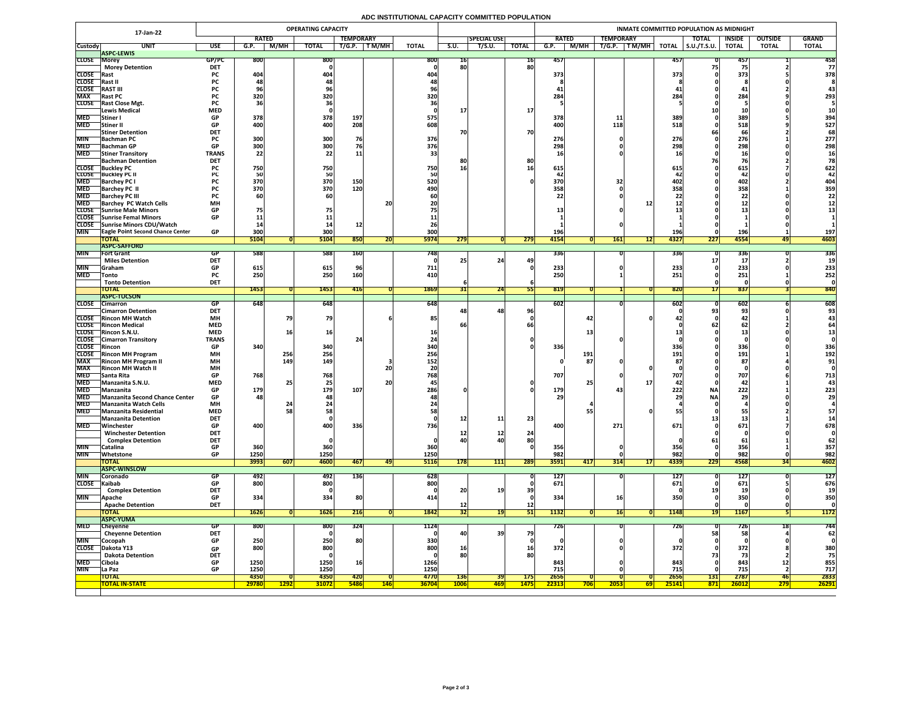# ADC INSTITUTIONAL CAPACITY COMMITTED POPULATION

| 17-Jan-22 | | | OPERATING CAPACITY | | | | | | | | | INMATE COMMITTED POPULATION AS MIDNIGHT | | | | | | | | | |
|---|---|---|---|---|---|---|---|---|---|---|---|---|---|---|---|---|---|---|---|---|---|
| | | | RATED | | | TEMPORARY | | | | SPECIAL USE | | RATED | | TEMPORARY | | | TOTAL | INSIDE | OUTSIDE | GRAND |
| Custody | UNIT | USE | G.P. | M/MH | TOTAL | T/G.P. | T M/MH | TOTAL | S.U. | T/S.U. | TOTAL | G.P. | M/MH | T/G.P. | T M/MH | TOTAL | S.U./T.S.U. | TOTAL | TOTAL | TOTAL |
| | **ASPC-LEWIS** | | | | | | | | | | | | | | | | | | | |
| CLOSE | Morey | GP/PC | 800 | | 800 | | | 800 | 16 | | 16 | 457 | | | | 457 | 0 | 457 | 1 | 458 |
| | Morey Detention | DET | | | 0 | | | 0 | 80 | | 80 | | | | | | 75 | 75 | 2 | 77 |
| CLOSE | Rast | PC | 404 | | 404 | | | 404 | | | | 373 | | | | 373 | 0 | 373 | 5 | 378 |
| CLOSE | Rast II | PC | 48 | | 48 | | | 48 | | | | 8 | | | | 8 | 0 | 8 | 0 | 8 |
| CLOSE | RAST III | PC | 96 | | 96 | | | 96 | | | | 41 | | | | 41 | 0 | 41 | 2 | 43 |
| MAX | Rast PC | PC | 320 | | 320 | | | 320 | | | | 284 | | | | 284 | 0 | 284 | 9 | 293 |
| CLOSE | Rast Close Mgt. | PC | 36 | | 36 | | | 36 | | | | 5 | | | | 5 | 0 | 5 | 0 | 5 |
| | Lewis Medical | MED | | | 0 | | | 0 | 17 | | 17 | | | | | | 10 | 10 | 0 | 10 |
| MED | Stiner I | GP | 378 | | 378 | 197 | | 575 | | | | 378 | | 11 | | 389 | 0 | 389 | 5 | 394 |
| MED | Stiner II | GP | 400 | | 400 | 208 | | 608 | | | | 400 | | 118 | | 518 | 0 | 518 | 9 | 527 |
| | Stiner Detention | DET | | | | | | | 70 | | 70 | | | | | | 66 | 66 | 2 | 68 |
| MIN | Bachman PC | PC | 300 | | 300 | 76 | | 376 | | | | 276 | | 0 | | 276 | 0 | 276 | 1 | 277 |
| MED | Bachman GP | GP | 300 | | 300 | 76 | | 376 | | | | 298 | | 0 | | 298 | 0 | 298 | 0 | 298 |
| MED | Stiner Transitory | TRANS | 22 | | 22 | 11 | | 33 | | | | 16 | | 0 | | 16 | 0 | 16 | 0 | 16 |
| | Bachman Detention | DET | | | | | | | 80 | | 80 | | | | | | 76 | 76 | 2 | 78 |
| CLOSE | Buckley PC | PC | 750 | | 750 | | | 750 | 16 | | 16 | 615 | | | | 615 | 0 | 615 | 7 | 622 |
| CLOSE | Buckley PC II | PC | 50 | | 50 | | | 50 | | | | 42 | | | | 42 | 0 | 42 | 0 | 42 |
| MED | Barchey PC I | PC | 370 | | 370 | 150 | | 520 | | | 0 | 370 | | 32 | | 402 | 0 | 402 | 2 | 404 |
| MED | Barchey PC II | PC | 370 | | 370 | 120 | | 490 | | | | 358 | | 0 | | 358 | 0 | 358 | 1 | 359 |
| MED | Barchey PC III | PC | 60 | | 60 | | | 60 | | | | 22 | | 0 | | 22 | 0 | 22 | 0 | 22 |
| MED | Barchey PC Watch Cells | MH | | | | | 20 | 20 | | | | | | | 12 | 12 | 0 | 12 | 0 | 12 |
| CLOSE | Sunrise Male Minors | GP | 75 | | 75 | | | 75 | | | | 13 | | 0 | | 13 | 0 | 13 | 0 | 13 |
| CLOSE | Sunrise Femal Minors | GP | 11 | | 11 | | | 11 | | | | 1 | | | | 1 | 0 | 1 | 0 | 1 |
| CLOSE | Sunrise Minors CDU/Watch | | 14 | | 14 | 12 | | 26 | | | | 1 | | 0 | | 1 | 0 | 1 | 0 | 1 |
| MIN | Eagle Point Second Chance Center | GP | 300 | | 300 | | | 300 | | | | 196 | | | | 196 | 0 | 196 | 1 | 197 |
| | **TOTAL** | | 5104 | 0 | 5104 | 850 | 20 | 5974 | 279 | 0 | 279 | 4154 | 0 | 161 | 12 | 4327 | 227 | 4554 | 49 | 4603 |
| | **ASPC-SAFFORD** | | | | | | | | | | | | | | | | | | | |
| MIN | Fort Grant | GP | 588 | | 588 | 160 | | 748 | | | | 336 | | 0 | | 336 | 0 | 336 | 0 | 336 |
| | Miles Detention | DET | | | | | | 0 | 25 | 24 | 49 | | | | | | 17 | 17 | 2 | 19 |
| MIN | Graham | GP | 615 | | 615 | 96 | | 711 | | | 0 | 233 | | 0 | | 233 | 0 | 233 | 0 | 233 |
| MED | Tonto | PC | 250 | | 250 | 160 | | 410 | | | | 250 | | 1 | | 251 | 0 | 251 | 1 | 252 |
| | Tonto Detention | DET | | | | | | | 6 | | 6 | | | | | | 0 | 0 | 0 | 0 |
| | **TOTAL** | | 1453 | 0 | 1453 | 416 | 0 | 1869 | 31 | 24 | 55 | 819 | 0 | 1 | 0 | 820 | 17 | 837 | 3 | 840 |
| | **ASPC-TUCSON** | | | | | | | | | | | | | | | | | | | |
| CLOSE | Cimarron | GP | 648 | | 648 | | | 648 | | | | 602 | | 0 | | 602 | 0 | 602 | 6 | 608 |
| | Cimarron Detention | DET | | | | | | | 48 | 48 | 96 | | | | | 0 | 93 | 93 | 0 | 93 |
| CLOSE | Rincon MH Watch | MH | | 79 | 79 | | 6 | 85 | | | 0 | | 42 | | 0 | 42 | 0 | 42 | 1 | 43 |
| CLOSE | Rincon Medical | MED | | | | | | | 66 | | 66 | | | | | 0 | 62 | 62 | 2 | 64 |
| CLOSE | Rincon S.N.U. | MED | | 16 | 16 | | | 16 | | | | | 13 | | | 13 | 0 | 13 | 0 | 13 |
| CLOSE | Cimarron Transitory | TRANS | | | | 24 | | 24 | | | 0 | | | 0 | | 0 | 0 | 0 | 0 | 0 |
| CLOSE | Rincon | GP | 340 | | 340 | | | 340 | | | 0 | 336 | | | | 336 | 0 | 336 | 0 | 336 |
| CLOSE | Rincon MH Program | MH | | 256 | 256 | | | 256 | | | | | 191 | | | 191 | 0 | 191 | 1 | 192 |
| MAX | Rincon MH Program II | MH | | 149 | 149 | | 3 | 152 | | | | 0 | 87 | 0 | | 87 | 0 | 87 | 4 | 91 |
| MAX | Rincon MH Watch II | MH | | | | | 20 | 20 | | | | | | | 0 | 0 | 0 | 0 | 0 | 0 |
| MED | Santa Rita | GP | 768 | | 768 | | | 768 | | | | 707 | | 0 | | 707 | 0 | 707 | 6 | 713 |
| MED | Manzanita S.N.U. | MED | | 25 | 25 | | 20 | 45 | | | 0 | | 25 | | 17 | 42 | 0 | 42 | 1 | 43 |
| MED | Manzanita | GP | 179 | | 179 | 107 | | 286 | 0 | | 0 | 179 | | 43 | | 222 | NA | 222 | 1 | 223 |
| MED | Manzanita Second Chance Center | GP | 48 | | 48 | | | 48 | | | | 29 | | | | 29 | NA | 29 | 0 | 29 |
| MED | Manzanita Watch Cells | MH | | 24 | 24 | | | 24 | | | | | 4 | | | 4 | 0 | 4 | 0 | 4 |
| MED | Manzanita Residential | MED | | 58 | 58 | | | 58 | | | | | 55 | | 0 | 55 | 0 | 55 | 2 | 57 |
| | Manzanita Detention | DET | | | 0 | | | 0 | 12 | 11 | 23 | | | | | | 13 | 13 | 1 | 14 |
| MED | Winchester | GP | 400 | | 400 | 336 | | 736 | | | | 400 | | 271 | | 671 | 0 | 671 | 7 | 678 |
| | Winchester Detention | DET | | | | | | | 12 | 12 | 24 | | | | | | 0 | 0 | 0 | 0 |
| | Complex Detention | DET | | | 0 | | | 0 | 40 | 40 | 80 | | | | | 0 | 61 | 61 | 1 | 62 |
| MIN | Catalina | GP | 360 | | 360 | | | 360 | | | 0 | 356 | | 0 | | 356 | 0 | 356 | 1 | 357 |
| MIN | Whetstone | GP | 1250 | | 1250 | | | 1250 | | | | 982 | | 0 | | 982 | 0 | 982 | 0 | 982 |
| | **TOTAL** | | 3993 | 607 | 4600 | 467 | 49 | 5116 | 178 | 111 | 289 | 3591 | 417 | 314 | 17 | 4339 | 229 | 4568 | 34 | 4602 |
| | **ASPC-WINSLOW** | | | | | | | | | | | | | | | | | | | |
| MIN | Coronado | GP | 492 | | 492 | 136 | | 628 | | | 0 | 127 | | 0 | | 127 | 0 | 127 | 0 | 127 |
| CLOSE | Kaibab | GP | 800 | | 800 | | | 800 | | | 0 | 671 | | | | 671 | 0 | 671 | 5 | 676 |
| | Complex Detention | DET | | | 0 | | | 0 | 20 | 19 | 39 | | | | | 0 | 19 | 19 | 0 | 19 |
| MIN | Apache | GP | 334 | | 334 | 80 | | 414 | | | 0 | 334 | | 16 | | 350 | 0 | 350 | 0 | 350 |
| | Apache Detention | DET | | | | | | | 12 | | 12 | | | | | | 0 | 0 | 0 | 0 |
| | **TOTAL** | | 1626 | 0 | 1626 | 216 | 0 | 1842 | 32 | 19 | 51 | 1132 | 0 | 16 | 0 | 1148 | 19 | 1167 | 5 | 1172 |
| | **ASPC-YUMA** | | | | | | | | | | | | | | | | | | | |
| MED | Cheyenne | GP | 800 | | 800 | 324 | | 1124 | | | | 726 | | 0 | | 726 | 0 | 726 | 18 | 744 |
| | Cheyenne Detention | DET | | | 0 | | | 0 | 40 | 39 | 79 | | | | | | 58 | 58 | 4 | 62 |
| MIN | Cocopah | GP | 250 | | 250 | 80 | | 330 | | | 0 | 0 | | 0 | | 0 | 0 | 0 | 0 | 0 |
| CLOSE | Dakota Y13 | GP | 800 | | 800 | | | 800 | 16 | | 16 | 372 | | 0 | | 372 | 0 | 372 | 8 | 380 |
| | Dakota Detention | DET | | | 0 | | | 0 | 80 | | 80 | | | | | | 73 | 73 | 2 | 75 |
| MED | Cibola | GP | 1250 | | 1250 | 16 | | 1266 | | | | 843 | | 0 | | 843 | 0 | 843 | 12 | 855 |
| MIN | La Paz | GP | 1250 | | 1250 | | | 1250 | | | | 715 | | 0 | | 715 | 0 | 715 | 2 | 717 |
| | **TOTAL** | | 4350 | 0 | 4350 | 420 | 0 | 4770 | 136 | 39 | 175 | 2656 | 0 | 0 | 0 | 2656 | 131 | 2787 | 46 | 2833 |
| | **TOTAL IN-STATE** | | 29780 | 1292 | 31072 | 5486 | 146 | 36704 | 1006 | 469 | 1475 | 22313 | 706 | 2053 | 69 | 25141 | 871 | 26012 | 279 | 26291 |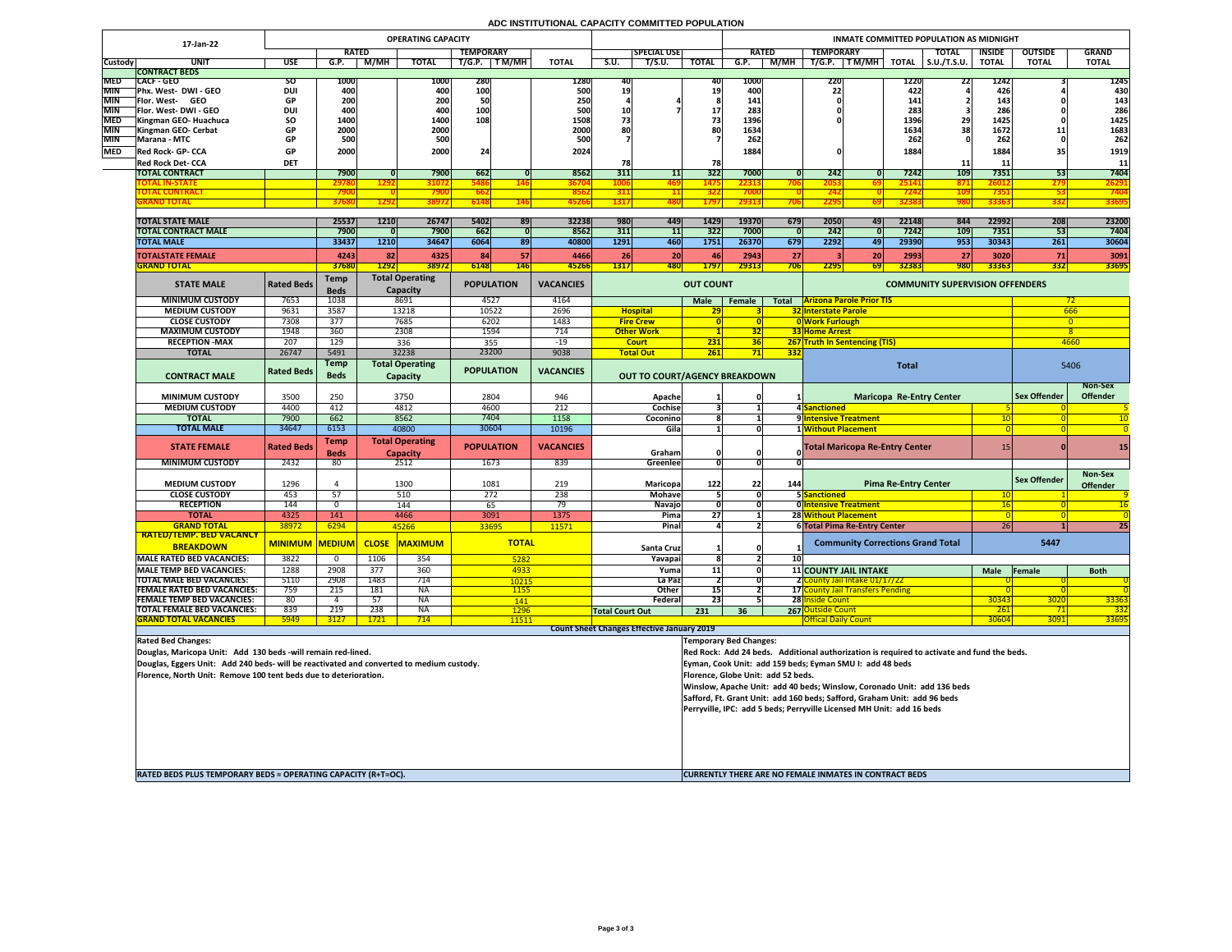# ADC INSTITUTIONAL CAPACITY COMMITTED POPULATION

| 17-Jan-22 | | | OPERATING CAPACITY | | | | | | | | | INMATE COMMITTED POPULATION AS MIDNIGHT | | | | | | | | | |
|---|---|---|---|---|---|---|---|---|---|---|---|---|---|---|---|---|---|---|---|---|---|
| | | | RATED | | | TEMPORARY | | | | SPECIAL USE | | RATED | | TEMPORARY | | | TOTAL | INSIDE | OUTSIDE | GRAND |
| Custody | UNIT | USE | G.P. | M/MH | TOTAL | T/G.P. | T M/MH | TOTAL | S.U. | T/S.U. | TOTAL | G.P. | M/MH | T/G.P. | T M/MH | TOTAL | S.U./T.S.U. | TOTAL | TOTAL | TOTAL |
| | CONTRACT BEDS | | | | | | | | | | | | | | | | | | | |
| MED | CACF - GEO | SO | 1000 | | 1000 | 280 | | 1280 | 40 | | 40 | 1000 | | 220 | | 1220 | 22 | 1242 | 3 | 1245 |
| MIN | Phx. West- DWI - GEO | DUI | 400 | | 400 | 100 | | 500 | 19 | | 19 | 400 | | 22 | | 422 | 4 | 426 | 4 | 430 |
| MIN | Flor. West- GEO | GP | 200 | | 200 | 50 | | 250 | 4 | 4 | 8 | 141 | | 0 | | 141 | 2 | 143 | 0 | 143 |
| MIN | Flor. West- DWI - GEO | DUI | 400 | | 400 | 100 | | 500 | 10 | 7 | 17 | 283 | | 0 | | 283 | 3 | 286 | 0 | 286 |
| MED | Kingman GEO- Huachuca | SO | 1400 | | 1400 | 108 | | 1508 | 73 | | 73 | 1396 | | 0 | | 1396 | 29 | 1425 | 0 | 1425 |
| MIN | Kingman GEO- Cerbat | GP | 2000 | | 2000 | | | 2000 | 80 | | 80 | 1634 | | | | 1634 | 38 | 1672 | 11 | 1683 |
| MIN | Marana - MTC | GP | 500 | | 500 | | | 500 | 7 | | 7 | 262 | | | | 262 | 0 | 262 | 0 | 262 |
| MED | Red Rock- GP- CCA | GP | 2000 | | 2000 | 24 | | 2024 | | | | 1884 | | 0 | | 1884 | | 1884 | 35 | 1919 |
| | Red Rock Det- CCA | DET | | | | | | | 78 | | 78 | | | | | | 11 | 11 | | 11 |
| | TOTAL CONTRACT | | 7900 | 0 | 7900 | 662 | 0 | 8562 | 311 | 11 | 322 | 7000 | 0 | 242 | 0 | 7242 | 109 | 7351 | 53 | 7404 |
| | TOTAL IN-STATE | | 29780 | 1292 | 31072 | 5486 | 146 | 36704 | 1006 | 469 | 1475 | 22313 | 706 | 2053 | 69 | 25141 | 871 | 26012 | 279 | 26291 |
| | TOTAL CONTRACT | | 7900 | 0 | 7900 | 662 | | 8562 | 311 | 11 | 322 | 7000 | 0 | 242 | 0 | 7242 | 109 | 7351 | 53 | 7404 |
| | GRAND TOTAL | | 37680 | 1292 | 38972 | 6148 | 146 | 45266 | 1317 | 480 | 1797 | 29313 | 706 | 2295 | 69 | 32383 | 980 | 33363 | 332 | 33695 |
| | TOTAL STATE MALE | | 25537 | 1210 | 26747 | 5402 | 89 | 32238 | 980 | 449 | 1429 | 19370 | 679 | 2050 | 49 | 22148 | 844 | 22992 | 208 | 23200 |
| | TOTAL CONTRACT MALE | | 7900 | 0 | 7900 | 662 | 0 | 8562 | 311 | 11 | 322 | 7000 | 0 | 242 | 0 | 7242 | 109 | 7351 | 53 | 7404 |
| | TOTAL MALE | | 33437 | 1210 | 34647 | 6064 | 89 | 40800 | 1291 | 460 | 1751 | 26370 | 679 | 2292 | 49 | 29390 | 953 | 30343 | 261 | 30604 |
| | TOTALSTATE FEMALE | | 4243 | 82 | 4325 | 84 | 57 | 4466 | 26 | 20 | 46 | 2943 | 27 | 3 | 20 | 2993 | 27 | 3020 | 71 | 3091 |
| | GRAND TOTAL | | 37680 | 1292 | 38972 | 6148 | 146 | 45266 | 1317 | 480 | 1797 | 29313 | 706 | 2295 | 69 | 32383 | 980 | 33363 | 332 | 33695 |

| STATE MALE | Rated Beds | Temp Beds | Total Operating Capacity | POPULATION | VACANCIES |
|---|---|---|---|---|---|
| MINIMUM CUSTODY | 7653 | 1038 | 8691 | 4527 | 4164 |
| MEDIUM CUSTODY | 9631 | 3587 | 13218 | 10522 | 2696 |
| CLOSE CUSTODY | 7308 | 377 | 7685 | 6202 | 1483 |
| MAXIMUM CUSTODY | 1948 | 360 | 2308 | 1594 | 714 |
| RECEPTION -MAX | 207 | 129 | 336 | 355 | -19 |
| TOTAL | 26747 | 5491 | 32238 | 23200 | 9038 |
| **CONTRACT MALE** | **Rated Beds** | **Temp Beds** | **Total Operating Capacity** | **POPULATION** | **VACANCIES** |
| MINIMUM CUSTODY | 3500 | 250 | 3750 | 2804 | 946 |
| MEDIUM CUSTODY | 4400 | 412 | 4812 | 4600 | 212 |
| TOTAL | 7900 | 662 | 8562 | 7404 | 1158 |
| TOTAL MALE | 34647 | 6153 | 40800 | 30604 | 10196 |
| **STATE FEMALE** | **Rated Beds** | **Temp Beds** | **Total Operating Capacity** | **POPULATION** | **VACANCIES** |
| MINIMUM CUSTODY | 2432 | 80 | 2512 | 1673 | 839 |
| MEDIUM CUSTODY | 1296 | 4 | 1300 | 1081 | 219 |
| CLOSE CUSTODY | 453 | 57 | 510 | 272 | 238 |
| RECEPTION | 144 | 0 | 144 | 65 | 79 |
| TOTAL | 4325 | 141 | 4466 | 3091 | 1375 |
| GRAND TOTAL | 38972 | 6294 | 45266 | 33695 | 11571 |

| RATED/TEMP. BED VACANCY BREAKDOWN | MINIMUM | MEDIUM | CLOSE | MAXIMUM | TOTAL |
|---|---|---|---|---|---|
| MALE RATED BED VACANCIES: | 3822 | 0 | 1106 | 354 | 5282 |
| MALE TEMP BED VACANCIES: | 1288 | 2908 | 377 | 360 | 4933 |
| TOTAL MALE BED VACANCIES: | 5110 | 2908 | 1483 | 714 | 10215 |
| FEMALE RATED BED VACANCIES: | 759 | 215 | 181 | NA | 1155 |
| FEMALE TEMP BED VACANCIES: | 80 | 4 | 57 | NA | 141 |
| TOTAL FEMALE BED VACANCIES: | 839 | 219 | 238 | NA | 1296 |
| GRAND TOTAL VACANCIES | 5949 | 3127 | 1721 | 714 | 11511 |

| OUT COUNT | Male | Female | Total |
|---|---|---|---|
| Hospital | 29 | 3 | 32 |
| Fire Crew | 0 | 0 | 0 |
| Other Work | 1 | 32 | 33 |
| Court | 231 | 36 | 267 |
| Total Out | 261 | 71 | 332 |
| **OUT TO COURT/AGENCY BREAKDOWN** | | | |
| Apache | 1 | 0 | 1 |
| Cochise | 3 | 1 | 4 |
| Coconino | 8 | 1 | 9 |
| Gila | 1 | 0 | 1 |
| Graham | 0 | 0 | 0 |
| Greenlee | 0 | 0 | 0 |
| Maricopa | 122 | 22 | 144 |
| Mohave | 5 | 0 | 5 |
| Navajo | 0 | 0 | 0 |
| Pima | 27 | 1 | 28 |
| Pinal | 4 | 2 | 6 |
| Santa Cruz | 1 | 0 | 1 |
| Yavapai | 8 | 2 | 10 |
| Yuma | 11 | 0 | 11 |
| La Paz | 2 | 0 | 2 |
| Other | 15 | 2 | 17 |
| Federal | 23 | 5 | 28 |
| Total Court Out | 231 | 36 | 267 |

| COMMUNITY SUPERVISION OFFENDERS | |
|---|---|
| Arizona Parole Prior TIS | 72 |
| Interstate Parole | 666 |
| Work Furlough | 0 |
| Home Arrest | 8 |
| Truth In Sentencing (TIS) | 4660 |
| Total | 5406 |

| Maricopa Re-Entry Center | | Sex Offender | Non-Sex Offender |
|---|---|---|---|
| Sanctioned | 5 | 0 | 5 |
| Intensive Treatment | 10 | 0 | 10 |
| Without Placement | 0 | 0 | 0 |
| Total Maricopa Re-Entry Center | 15 | 0 | 15 |

| Pima Re-Entry Center | | Sex Offender | Non-Sex Offender |
|---|---|---|---|
| Sanctioned | 10 | 1 | 9 |
| Intensive Treatment | 16 | 0 | 16 |
| Without Placement | 0 | 0 | 0 |
| Total Pima Re-Entry Center | 26 | 1 | 25 |

| Community Corrections Grand Total | 5447 |
|---|---|

| COUNTY JAIL INTAKE | Male | Female | Both |
|---|---|---|---|
| County Jail Intake 01/17/22 | 0 | 0 | 0 |
| County Jail Transfers Pending | 0 | 0 | 0 |
| Inside Count | 30343 | 3020 | 33363 |
| Outside Count | 261 | 71 | 332 |
| Offical Daily Count | 30604 | 3091 | 33695 |

Count Sheet Changes Effective January 2019

**Rated Bed Changes:**

Douglas, Maricopa Unit: Add 130 beds -will remain red-lined.

Douglas, Eggers Unit: Add 240 beds- will be reactivated and converted to medium custody.

Florence, North Unit: Remove 100 tent beds due to deterioration.

**Temporary Bed Changes:**

Red Rock: Add 24 beds. Additional authorization is required to activate and fund the beds.

Eyman, Cook Unit: add 159 beds; Eyman SMU I: add 48 beds

Florence, Globe Unit: add 52 beds.

Winslow, Apache Unit: add 40 beds; Winslow, Coronado Unit: add 136 beds

Safford, Ft. Grant Unit: add 160 beds; Safford, Graham Unit: add 96 beds

Perryville, IPC: add 5 beds; Perryville Licensed MH Unit: add 16 beds

RATED BEDS PLUS TEMPORARY BEDS = OPERATING CAPACITY (R+T=OC).

CURRENTLY THERE ARE NO FEMALE INMATES IN CONTRACT BEDS